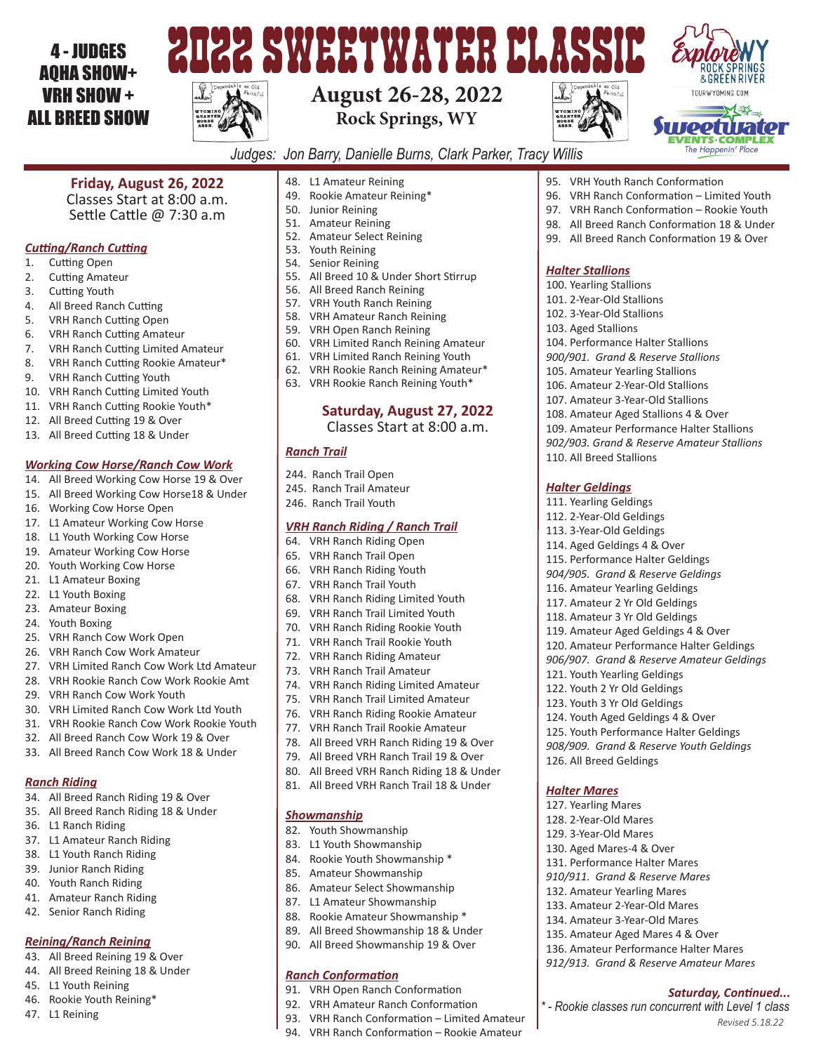4 - JUDGES
AQHA SHOW+
VRH SHOW +
ALL BREED SHOW

# 2022 SWEETWATER CLASSIC

**August 26-28, 2022**
**Rock Springs, WY**

Explore WY ROCK SPRINGS & GREEN RIVER
TOURWYOMING.COM
Sweetwater EVENTS COMPLEX The Happenin' Place

*Judges: Jon Barry, Danielle Burns, Clark Parker, Tracy Willis*

## Friday, August 26, 2022
Classes Start at 8:00 a.m.
Settle Cattle @ 7:30 a.m

### *Cutting/Ranch Cutting*
1. Cutting Open
2. Cutting Amateur
3. Cutting Youth
4. All Breed Ranch Cutting
5. VRH Ranch Cutting Open
6. VRH Ranch Cutting Amateur
7. VRH Ranch Cutting Limited Amateur
8. VRH Ranch Cutting Rookie Amateur*
9. VRH Ranch Cutting Youth
10. VRH Ranch Cutting Limited Youth
11. VRH Ranch Cutting Rookie Youth*
12. All Breed Cutting 19 & Over
13. All Breed Cutting 18 & Under

### *Working Cow Horse/Ranch Cow Work*
14. All Breed Working Cow Horse 19 & Over
15. All Breed Working Cow Horse18 & Under
16. Working Cow Horse Open
17. L1 Amateur Working Cow Horse
18. L1 Youth Working Cow Horse
19. Amateur Working Cow Horse
20. Youth Working Cow Horse
21. L1 Amateur Boxing
22. L1 Youth Boxing
23. Amateur Boxing
24. Youth Boxing
25. VRH Ranch Cow Work Open
26. VRH Ranch Cow Work Amateur
27. VRH Limited Ranch Cow Work Ltd Amateur
28. VRH Rookie Ranch Cow Work Rookie Amt
29. VRH Ranch Cow Work Youth
30. VRH Limited Ranch Cow Work Ltd Youth
31. VRH Rookie Ranch Cow Work Rookie Youth
32. All Breed Ranch Cow Work 19 & Over
33. All Breed Ranch Cow Work 18 & Under

### *Ranch Riding*
34. All Breed Ranch Riding 19 & Over
35. All Breed Ranch Riding 18 & Under
36. L1 Ranch Riding
37. L1 Amateur Ranch Riding
38. L1 Youth Ranch Riding
39. Junior Ranch Riding
40. Youth Ranch Riding
41. Amateur Ranch Riding
42. Senior Ranch Riding

### *Reining/Ranch Reining*
43. All Breed Reining 19 & Over
44. All Breed Reining 18 & Under
45. L1 Youth Reining
46. Rookie Youth Reining*
47. L1 Reining
48. L1 Amateur Reining
49. Rookie Amateur Reining*
50. Junior Reining
51. Amateur Reining
52. Amateur Select Reining
53. Youth Reining
54. Senior Reining
55. All Breed 10 & Under Short Stirrup
56. All Breed Ranch Reining
57. VRH Youth Ranch Reining
58. VRH Amateur Ranch Reining
59. VRH Open Ranch Reining
60. VRH Limited Ranch Reining Amateur
61. VRH Limited Ranch Reining Youth
62. VRH Rookie Ranch Reining Amateur*
63. VRH Rookie Ranch Reining Youth*

## Saturday, August 27, 2022
Classes Start at 8:00 a.m.

### *Ranch Trail*
244. Ranch Trail Open
245. Ranch Trail Amateur
246. Ranch Trail Youth

### *VRH Ranch Riding / Ranch Trail*
64. VRH Ranch Riding Open
65. VRH Ranch Trail Open
66. VRH Ranch Riding Youth
67. VRH Ranch Trail Youth
68. VRH Ranch Riding Limited Youth
69. VRH Ranch Trail Limited Youth
70. VRH Ranch Riding Rookie Youth
71. VRH Ranch Trail Rookie Youth
72. VRH Ranch Riding Amateur
73. VRH Ranch Trail Amateur
74. VRH Ranch Riding Limited Amateur
75. VRH Ranch Trail Limited Amateur
76. VRH Ranch Riding Rookie Amateur
77. VRH Ranch Trail Rookie Amateur
78. All Breed VRH Ranch Riding 19 & Over
79. All Breed VRH Ranch Trail 19 & Over
80. All Breed VRH Ranch Riding 18 & Under
81. All Breed VRH Ranch Trail 18 & Under

### *Showmanship*
82. Youth Showmanship
83. L1 Youth Showmanship
84. Rookie Youth Showmanship *
85. Amateur Showmanship
86. Amateur Select Showmanship
87. L1 Amateur Showmanship
88. Rookie Amateur Showmanship *
89. All Breed Showmanship 18 & Under
90. All Breed Showmanship 19 & Over

### *Ranch Conformation*
91. VRH Open Ranch Conformation
92. VRH Amateur Ranch Conformation
93. VRH Ranch Conformation – Limited Amateur
94. VRH Ranch Conformation – Rookie Amateur
95. VRH Youth Ranch Conformation
96. VRH Ranch Conformation – Limited Youth
97. VRH Ranch Conformation – Rookie Youth
98. All Breed Ranch Conformation 18 & Under
99. All Breed Ranch Conformation 19 & Over

### *Halter Stallions*
100. Yearling Stallions
101. 2-Year-Old Stallions
102. 3-Year-Old Stallions
103. Aged Stallions
104. Performance Halter Stallions

*900/901. Grand & Reserve Stallions*

105. Amateur Yearling Stallions
106. Amateur 2-Year-Old Stallions
107. Amateur 3-Year-Old Stallions
108. Amateur Aged Stallions 4 & Over
109. Amateur Performance Halter Stallions

*902/903. Grand & Reserve Amateur Stallions*

110. All Breed Stallions

### *Halter Geldings*
111. Yearling Geldings
112. 2-Year-Old Geldings
113. 3-Year-Old Geldings
114. Aged Geldings 4 & Over
115. Performance Halter Geldings

*904/905. Grand & Reserve Geldings*

116. Amateur Yearling Geldings
117. Amateur 2 Yr Old Geldings
118. Amateur 3 Yr Old Geldings
119. Amateur Aged Geldings 4 & Over
120. Amateur Performance Halter Geldings

*906/907. Grand & Reserve Amateur Geldings*

121. Youth Yearling Geldings
122. Youth 2 Yr Old Geldings
123. Youth 3 Yr Old Geldings
124. Youth Aged Geldings 4 & Over
125. Youth Performance Halter Geldings

*908/909. Grand & Reserve Youth Geldings*

126. All Breed Geldings

### *Halter Mares*
127. Yearling Mares
128. 2-Year-Old Mares
129. 3-Year-Old Mares
130. Aged Mares-4 & Over
131. Performance Halter Mares

*910/911. Grand & Reserve Mares*

132. Amateur Yearling Mares
133. Amateur 2-Year-Old Mares
134. Amateur 3-Year-Old Mares
135. Amateur Aged Mares 4 & Over
136. Amateur Performance Halter Mares

*912/913. Grand & Reserve Amateur Mares*

***Saturday, Continued...***

*\* - Rookie classes run concurrent with Level 1 class*

*Revised 5.18.22*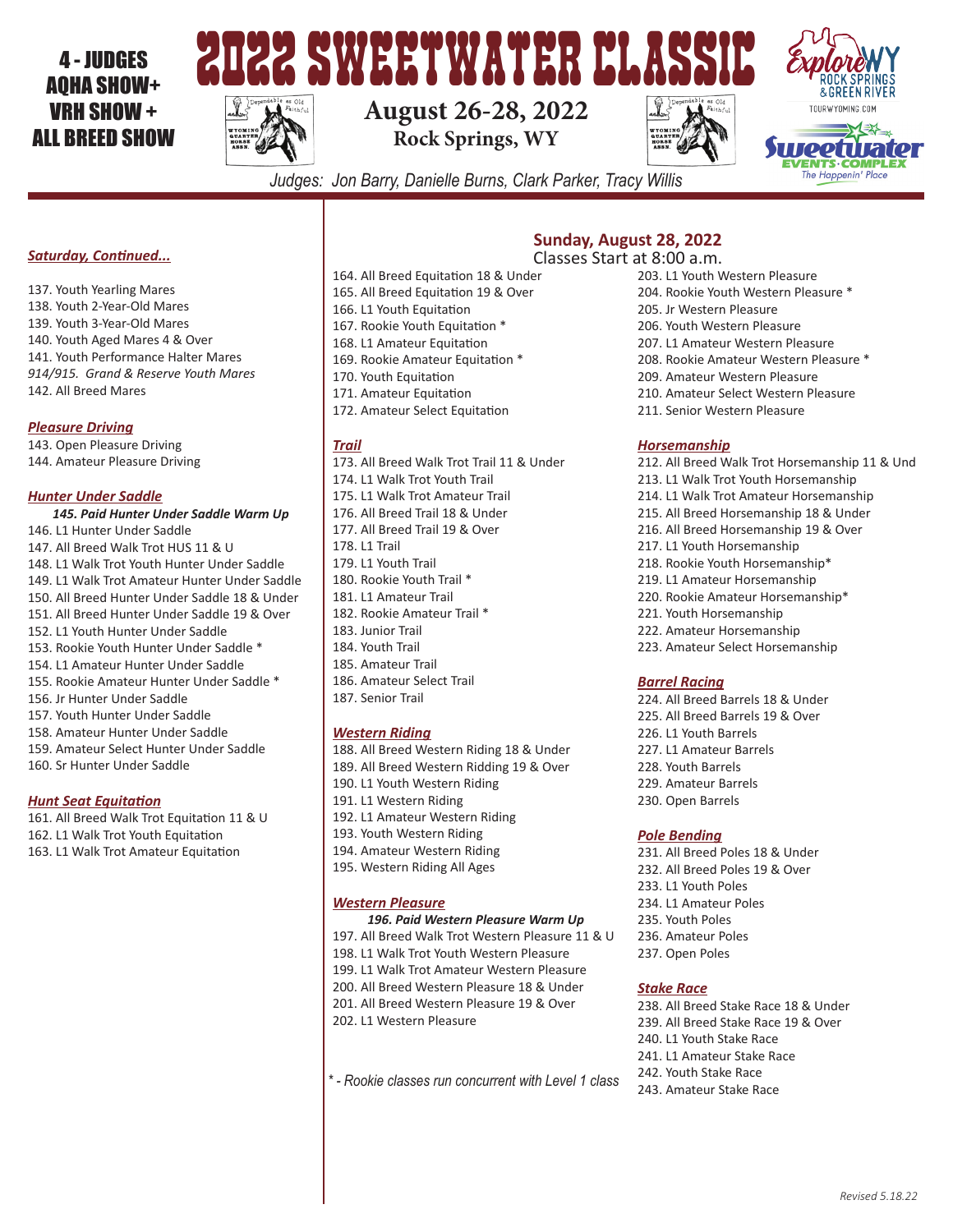4 - JUDGES AQHA SHOW+ VRH SHOW + ALL BREED SHOW

# 2022 SWEETWATER CLASSIC

**August 26-28, 2022**
**Rock Springs, WY**

*Judges: Jon Barry, Danielle Burns, Clark Parker, Tracy Willis*

***Saturday, Continued...***

137. Youth Yearling Mares
138. Youth 2-Year-Old Mares
139. Youth 3-Year-Old Mares
140. Youth Aged Mares 4 & Over
141. Youth Performance Halter Mares
*914/915. Grand & Reserve Youth Mares*
142. All Breed Mares

***Pleasure Driving***

143. Open Pleasure Driving
144. Amateur Pleasure Driving

***Hunter Under Saddle***

***145. Paid Hunter Under Saddle Warm Up***
146. L1 Hunter Under Saddle
147. All Breed Walk Trot HUS 11 & U
148. L1 Walk Trot Youth Hunter Under Saddle
149. L1 Walk Trot Amateur Hunter Under Saddle
150. All Breed Hunter Under Saddle 18 & Under
151. All Breed Hunter Under Saddle 19 & Over
152. L1 Youth Hunter Under Saddle
153. Rookie Youth Hunter Under Saddle *
154. L1 Amateur Hunter Under Saddle
155. Rookie Amateur Hunter Under Saddle *
156. Jr Hunter Under Saddle
157. Youth Hunter Under Saddle
158. Amateur Hunter Under Saddle
159. Amateur Select Hunter Under Saddle
160. Sr Hunter Under Saddle

***Hunt Seat Equitation***

161. All Breed Walk Trot Equitation 11 & U
162. L1 Walk Trot Youth Equitation
163. L1 Walk Trot Amateur Equitation
164. All Breed Equitation 18 & Under
165. All Breed Equitation 19 & Over
166. L1 Youth Equitation
167. Rookie Youth Equitation *
168. L1 Amateur Equitation
169. Rookie Amateur Equitation *
170. Youth Equitation
171. Amateur Equitation
172. Amateur Select Equitation

***Trail***

173. All Breed Walk Trot Trail 11 & Under
174. L1 Walk Trot Youth Trail
175. L1 Walk Trot Amateur Trail
176. All Breed Trail 18 & Under
177. All Breed Trail 19 & Over
178. L1 Trail
179. L1 Youth Trail
180. Rookie Youth Trail *
181. L1 Amateur Trail
182. Rookie Amateur Trail *
183. Junior Trail
184. Youth Trail
185. Amateur Trail
186. Amateur Select Trail
187. Senior Trail

***Western Riding***

188. All Breed Western Riding 18 & Under
189. All Breed Western Ridding 19 & Over
190. L1 Youth Western Riding
191. L1 Western Riding
192. L1 Amateur Western Riding
193. Youth Western Riding
194. Amateur Western Riding
195. Western Riding All Ages

***Western Pleasure***

***196. Paid Western Pleasure Warm Up***
197. All Breed Walk Trot Western Pleasure 11 & U
198. L1 Walk Trot Youth Western Pleasure
199. L1 Walk Trot Amateur Western Pleasure
200. All Breed Western Pleasure 18 & Under
201. All Breed Western Pleasure 19 & Over
202. L1 Western Pleasure

*\* - Rookie classes run concurrent with Level 1 class*

## Sunday, August 28, 2022

Classes Start at 8:00 a.m.

203. L1 Youth Western Pleasure
204. Rookie Youth Western Pleasure *
205. Jr Western Pleasure
206. Youth Western Pleasure
207. L1 Amateur Western Pleasure
208. Rookie Amateur Western Pleasure *
209. Amateur Western Pleasure
210. Amateur Select Western Pleasure
211. Senior Western Pleasure

***Horsemanship***

212. All Breed Walk Trot Horsemanship 11 & Und
213. L1 Walk Trot Youth Horsemanship
214. L1 Walk Trot Amateur Horsemanship
215. All Breed Horsemanship 18 & Under
216. All Breed Horsemanship 19 & Over
217. L1 Youth Horsemanship
218. Rookie Youth Horsemanship*
219. L1 Amateur Horsemanship
220. Rookie Amateur Horsemanship*
221. Youth Horsemanship
222. Amateur Horsemanship
223. Amateur Select Horsemanship

***Barrel Racing***

224. All Breed Barrels 18 & Under
225. All Breed Barrels 19 & Over
226. L1 Youth Barrels
227. L1 Amateur Barrels
228. Youth Barrels
229. Amateur Barrels
230. Open Barrels

***Pole Bending***

231. All Breed Poles 18 & Under
232. All Breed Poles 19 & Over
233. L1 Youth Poles
234. L1 Amateur Poles
235. Youth Poles
236. Amateur Poles
237. Open Poles

***Stake Race***

238. All Breed Stake Race 18 & Under
239. All Breed Stake Race 19 & Over
240. L1 Youth Stake Race
241. L1 Amateur Stake Race
242. Youth Stake Race
243. Amateur Stake Race

*Revised 5.18.22*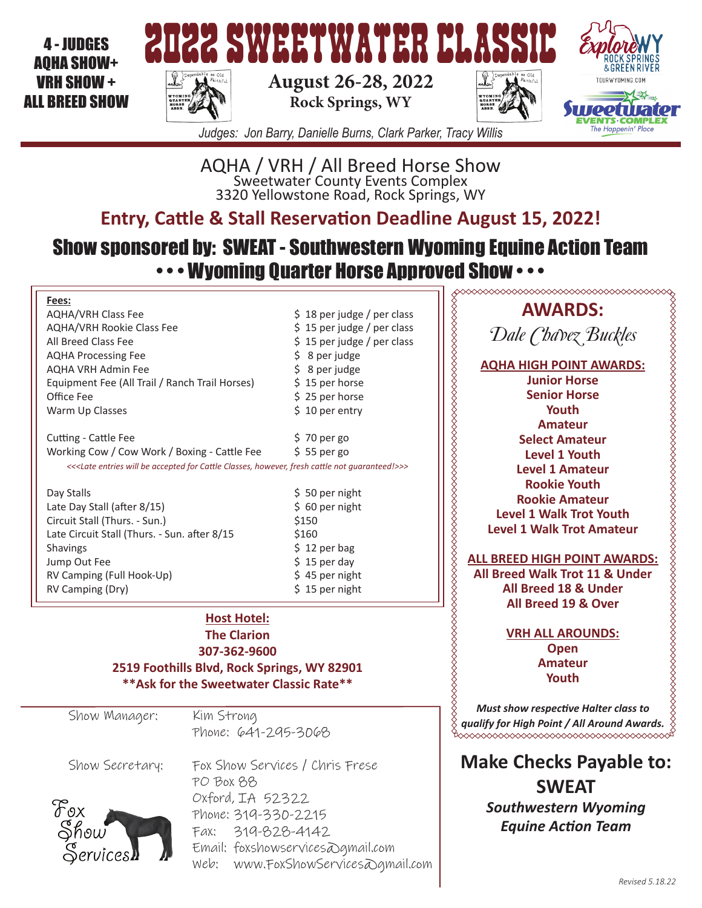4 - JUDGES AQHA SHOW+ VRH SHOW + ALL BREED SHOW

# 2022 SWEETWATER CLASSIC

**August 26-28, 2022**
**Rock Springs, WY**

ExploreWY ROCK SPRINGS & GREEN RIVER TOURWYOMING.COM

Sweetwater EVENTS COMPLEX The Happenin' Place

*Judges: Jon Barry, Danielle Burns, Clark Parker, Tracy Willis*

## AQHA / VRH / All Breed Horse Show

Sweetwater County Events Complex
3320 Yellowstone Road, Rock Springs, WY

## Entry, Cattle & Stall Reservation Deadline August 15, 2022!

## Show sponsored by: SWEAT - Southwestern Wyoming Equine Action Team

## • • • Wyoming Quarter Horse Approved Show • • •

**Fees:**

| | |
|---|---|
| AQHA/VRH Class Fee | $ 18 per judge / per class |
| AQHA/VRH Rookie Class Fee | $ 15 per judge / per class |
| All Breed Class Fee | $ 15 per judge / per class |
| AQHA Processing Fee | $ 8 per judge |
| AQHA VRH Admin Fee | $ 8 per judge |
| Equipment Fee (All Trail / Ranch Trail Horses) | $ 15 per horse |
| Office Fee | $ 25 per horse |
| Warm Up Classes | $ 10 per entry |
| Cutting - Cattle Fee | $ 70 per go |
| Working Cow / Cow Work / Boxing - Cattle Fee | $ 55 per go |

*<<<Late entries will be accepted for Cattle Classes, however, fresh cattle not guaranteed!>>>*

| | |
|---|---|
| Day Stalls | $ 50 per night |
| Late Day Stall (after 8/15) | $ 60 per night |
| Circuit Stall (Thurs. - Sun.) | $150 |
| Late Circuit Stall (Thurs. - Sun. after 8/15 | $160 |
| Shavings | $ 12 per bag |
| Jump Out Fee | $ 15 per day |
| RV Camping (Full Hook-Up) | $ 45 per night |
| RV Camping (Dry) | $ 15 per night |

**Host Hotel:**
**The Clarion**
**307-362-9600**
**2519 Foothills Blvd, Rock Springs, WY 82901**
****Ask for the Sweetwater Classic Rate****

Show Manager: Kim Strong
Phone: 641-295-3068

Show Secretary: Fox Show Services / Chris Frese
PO Box 88
Oxford, IA 52322
Phone: 319-330-2215
Fax: 319-828-4142
Email: foxshowservices@gmail.com
Web: www.FoxShowServices@gmail.com

Fox Show Services

## AWARDS:

*Dale Chavez Buckles*

**AQHA HIGH POINT AWARDS:**
**Junior Horse**
**Senior Horse**
**Youth**
**Amateur**
**Select Amateur**
**Level 1 Youth**
**Level 1 Amateur**
**Rookie Youth**
**Rookie Amateur**
**Level 1 Walk Trot Youth**
**Level 1 Walk Trot Amateur**

**ALL BREED HIGH POINT AWARDS:**
**All Breed Walk Trot 11 & Under**
**All Breed 18 & Under**
**All Breed 19 & Over**

**VRH ALL AROUNDS:**
**Open**
**Amateur**
**Youth**

***Must show respective Halter class to qualify for High Point / All Around Awards.***

## Make Checks Payable to: SWEAT

***Southwestern Wyoming Equine Action Team***

*Revised 5.18.22*